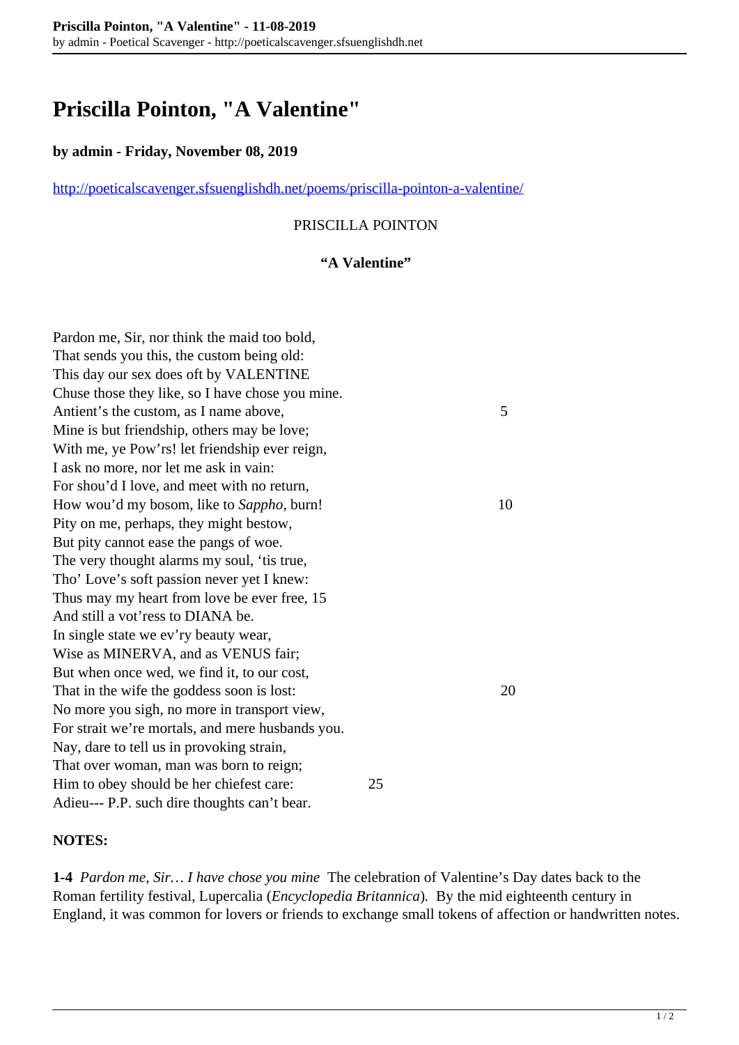# Priscilla Pointon, "A Valentine"

**by admin - Friday, November 08, 2019**

http://poeticalscavenger.sfsuenglishdh.net/poems/priscilla-pointon-a-valentine/

PRISCILLA POINTON

**"A Valentine"**

Pardon me, Sir, nor think the maid too bold,  
That sends you this, the custom being old:  
This day our sex does oft by VALENTINE  
Chuse those they like, so I have chose you mine.  
Antient's the custom, as I name above, 5  
Mine is but friendship, others may be love;  
With me, ye Pow'rs! let friendship ever reign,  
I ask no more, nor let me ask in vain:  
For shou'd I love, and meet with no return,  
How wou'd my bosom, like to *Sappho*, burn! 10  
Pity on me, perhaps, they might bestow,  
But pity cannot ease the pangs of woe.  
The very thought alarms my soul, 'tis true,  
Tho' Love's soft passion never yet I knew:  
Thus may my heart from love be ever free, 15  
And still a vot'ress to DIANA be.  
In single state we ev'ry beauty wear,  
Wise as MINERVA, and as VENUS fair;  
But when once wed, we find it, to our cost,  
That in the wife the goddess soon is lost: 20  
No more you sigh, no more in transport view,  
For strait we're mortals, and mere husbands you.  
Nay, dare to tell us in provoking strain,  
That over woman, man was born to reign;  
Him to obey should be her chiefest care: 25  
Adieu--- P.P. such dire thoughts can't bear.

**NOTES:**

**1-4** *Pardon me, Sir… I have chose you mine* The celebration of Valentine's Day dates back to the Roman fertility festival, Lupercalia (*Encyclopedia Britannica*). By the mid eighteenth century in England, it was common for lovers or friends to exchange small tokens of affection or handwritten notes.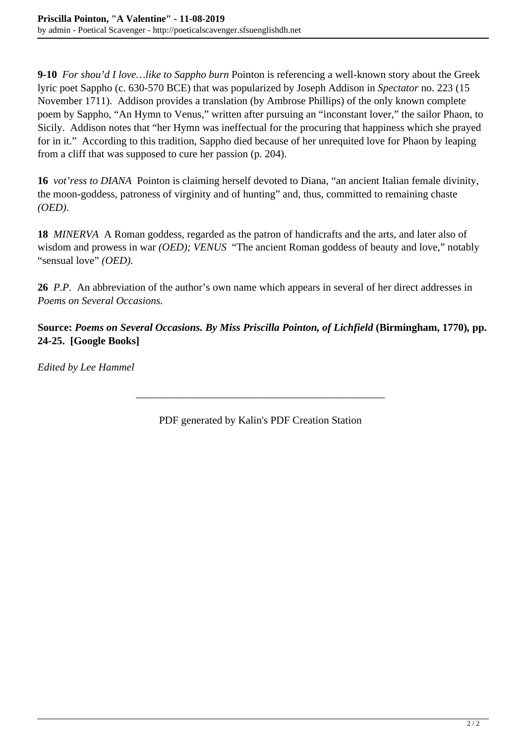**9-10** *For shou'd I love…like to Sappho burn* Pointon is referencing a well-known story about the Greek lyric poet Sappho (c. 630-570 BCE) that was popularized by Joseph Addison in *Spectator* no. 223 (15 November 1711). Addison provides a translation (by Ambrose Phillips) of the only known complete poem by Sappho, "An Hymn to Venus," written after pursuing an "inconstant lover," the sailor Phaon, to Sicily. Addison notes that "her Hymn was ineffectual for the procuring that happiness which she prayed for in it." According to this tradition, Sappho died because of her unrequited love for Phaon by leaping from a cliff that was supposed to cure her passion (p. 204).

**16** *vot'ress to DIANA* Pointon is claiming herself devoted to Diana, "an ancient Italian female divinity, the moon-goddess, patroness of virginity and of hunting" and, thus, committed to remaining chaste *(OED)*.

**18** *MINERVA* A Roman goddess, regarded as the patron of handicrafts and the arts, and later also of wisdom and prowess in war *(OED); VENUS* "The ancient Roman goddess of beauty and love," notably "sensual love" *(OED).*

**26** *P.P.* An abbreviation of the author's own name which appears in several of her direct addresses in *Poems on Several Occasions.*

**Source:** ***Poems on Several Occasions. By Miss Priscilla Pointon, of Lichfield*** **(Birmingham, 1770), pp. 24-25. [Google Books]**

*Edited by Lee Hammel*

---

PDF generated by Kalin's PDF Creation Station